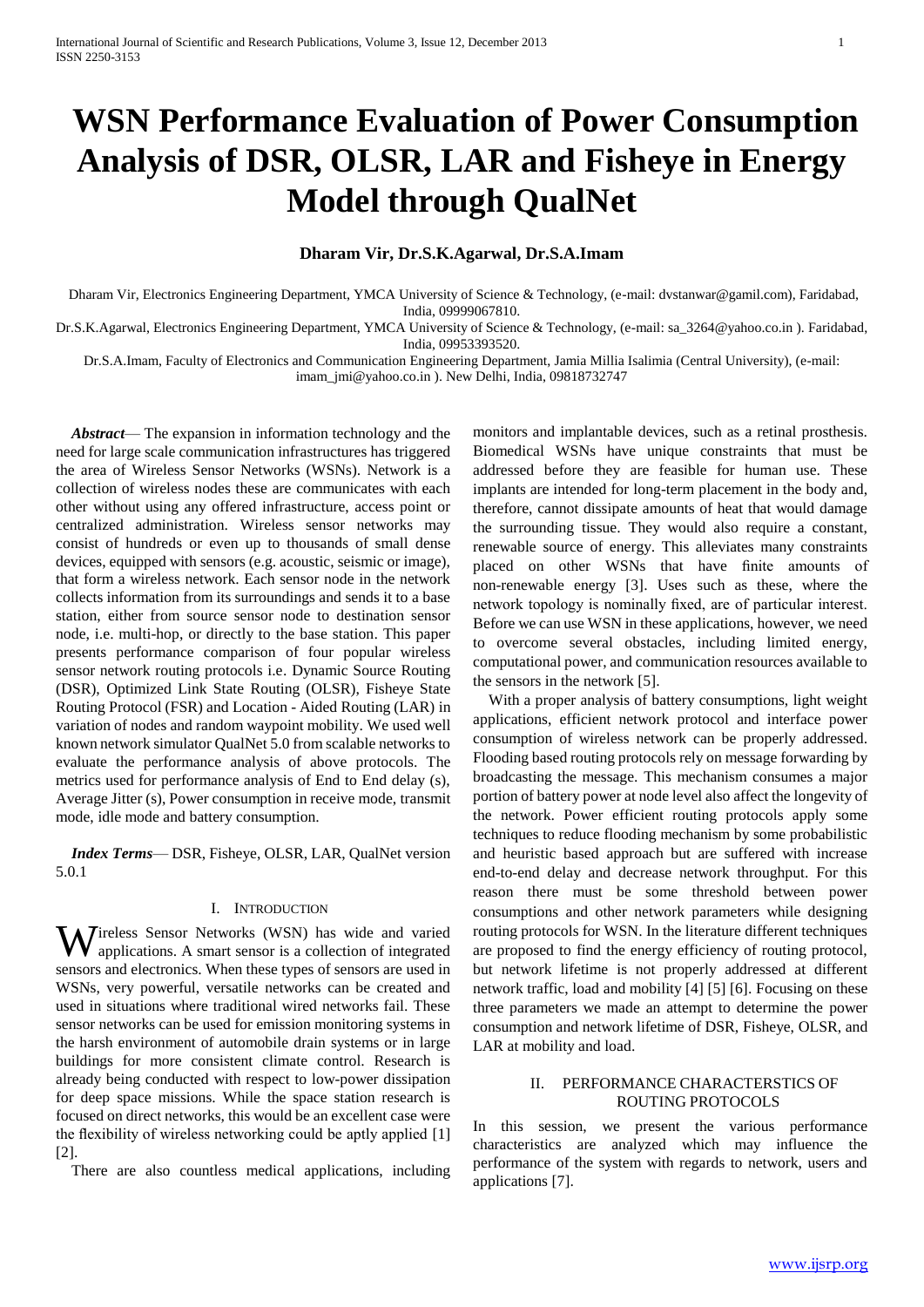# WSN Performance Evaluation of Power Consumption Analysis of DSR, OLSR, LAR and Fisheye in Energy Model through QualNet

**Dharam Vir, Dr.S.K.Agarwal, Dr.S.A.Imam**

Dharam Vir, Electronics Engineering Department, YMCA University of Science & Technology, (e-mail: dvstanwar@gamil.com), Faridabad, India, 09999067810.

Dr.S.K.Agarwal, Electronics Engineering Department, YMCA University of Science & Technology, (e-mail: sa_3264@yahoo.co.in ). Faridabad, India, 09953393520.

Dr.S.A.Imam, Faculty of Electronics and Communication Engineering Department, Jamia Millia Isalimia (Central University), (e-mail: imam_jmi@yahoo.co.in ). New Delhi, India, 09818732747

***Abstract***— The expansion in information technology and the need for large scale communication infrastructures has triggered the area of Wireless Sensor Networks (WSNs). Network is a collection of wireless nodes these are communicates with each other without using any offered infrastructure, access point or centralized administration. Wireless sensor networks may consist of hundreds or even up to thousands of small dense devices, equipped with sensors (e.g. acoustic, seismic or image), that form a wireless network. Each sensor node in the network collects information from its surroundings and sends it to a base station, either from source sensor node to destination sensor node, i.e. multi-hop, or directly to the base station. This paper presents performance comparison of four popular wireless sensor network routing protocols i.e. Dynamic Source Routing (DSR), Optimized Link State Routing (OLSR), Fisheye State Routing Protocol (FSR) and Location - Aided Routing (LAR) in variation of nodes and random waypoint mobility. We used well known network simulator QualNet 5.0 from scalable networks to evaluate the performance analysis of above protocols. The metrics used for performance analysis of End to End delay (s), Average Jitter (s), Power consumption in receive mode, transmit mode, idle mode and battery consumption.

***Index Terms***— DSR, Fisheye, OLSR, LAR, QualNet version 5.0.1

## I. Introduction

Wireless Sensor Networks (WSN) has wide and varied applications. A smart sensor is a collection of integrated sensors and electronics. When these types of sensors are used in WSNs, very powerful, versatile networks can be created and used in situations where traditional wired networks fail. These sensor networks can be used for emission monitoring systems in the harsh environment of automobile drain systems or in large buildings for more consistent climate control. Research is already being conducted with respect to low-power dissipation for deep space missions. While the space station research is focused on direct networks, this would be an excellent case were the flexibility of wireless networking could be aptly applied [1] [2].

There are also countless medical applications, including monitors and implantable devices, such as a retinal prosthesis. Biomedical WSNs have unique constraints that must be addressed before they are feasible for human use. These implants are intended for long-term placement in the body and, therefore, cannot dissipate amounts of heat that would damage the surrounding tissue. They would also require a constant, renewable source of energy. This alleviates many constraints placed on other WSNs that have finite amounts of non-renewable energy [3]. Uses such as these, where the network topology is nominally fixed, are of particular interest. Before we can use WSN in these applications, however, we need to overcome several obstacles, including limited energy, computational power, and communication resources available to the sensors in the network [5].

With a proper analysis of battery consumptions, light weight applications, efficient network protocol and interface power consumption of wireless network can be properly addressed. Flooding based routing protocols rely on message forwarding by broadcasting the message. This mechanism consumes a major portion of battery power at node level also affect the longevity of the network. Power efficient routing protocols apply some techniques to reduce flooding mechanism by some probabilistic and heuristic based approach but are suffered with increase end-to-end delay and decrease network throughput. For this reason there must be some threshold between power consumptions and other network parameters while designing routing protocols for WSN. In the literature different techniques are proposed to find the energy efficiency of routing protocol, but network lifetime is not properly addressed at different network traffic, load and mobility [4] [5] [6]. Focusing on these three parameters we made an attempt to determine the power consumption and network lifetime of DSR, Fisheye, OLSR, and LAR at mobility and load.

## II. Performance Characterstics of Routing Protocols

In this session, we present the various performance characteristics are analyzed which may influence the performance of the system with regards to network, users and applications [7].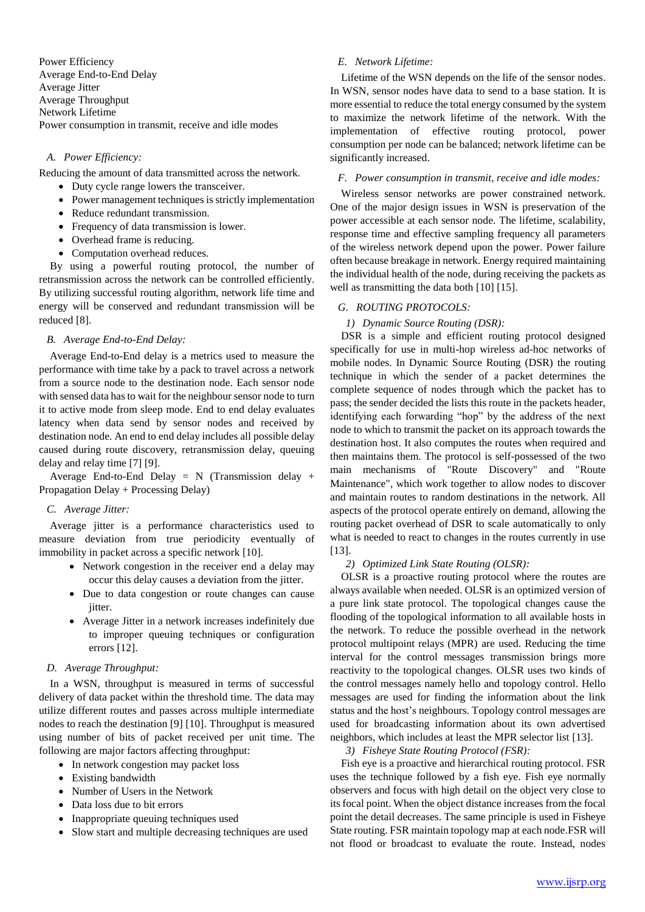Power Efficiency
Average End-to-End Delay
Average Jitter
Average Throughput
Network Lifetime
Power consumption in transmit, receive and idle modes

### A. Power Efficiency:

Reducing the amount of data transmitted across the network.

- Duty cycle range lowers the transceiver.
- Power management techniques is strictly implementation
- Reduce redundant transmission.
- Frequency of data transmission is lower.
- Overhead frame is reducing.
- Computation overhead reduces.

By using a powerful routing protocol, the number of retransmission across the network can be controlled efficiently. By utilizing successful routing algorithm, network life time and energy will be conserved and redundant transmission will be reduced [8].

### B. Average End-to-End Delay:

Average End-to-End delay is a metrics used to measure the performance with time take by a pack to travel across a network from a source node to the destination node. Each sensor node with sensed data has to wait for the neighbour sensor node to turn it to active mode from sleep mode. End to end delay evaluates latency when data send by sensor nodes and received by destination node. An end to end delay includes all possible delay caused during route discovery, retransmission delay, queuing delay and relay time [7] [9].

Average End-to-End Delay = N (Transmission delay + Propagation Delay + Processing Delay)

### C. Average Jitter:

Average jitter is a performance characteristics used to measure deviation from true periodicity eventually of immobility in packet across a specific network [10].

- Network congestion in the receiver end a delay may occur this delay causes a deviation from the jitter.
- Due to data congestion or route changes can cause jitter.
- Average Jitter in a network increases indefinitely due to improper queuing techniques or configuration errors [12].

### D. Average Throughput:

In a WSN, throughput is measured in terms of successful delivery of data packet within the threshold time. The data may utilize different routes and passes across multiple intermediate nodes to reach the destination [9] [10]. Throughput is measured using number of bits of packet received per unit time. The following are major factors affecting throughput:

- In network congestion may packet loss
- Existing bandwidth
- Number of Users in the Network
- Data loss due to bit errors
- Inappropriate queuing techniques used
- Slow start and multiple decreasing techniques are used

### E. Network Lifetime:

Lifetime of the WSN depends on the life of the sensor nodes. In WSN, sensor nodes have data to send to a base station. It is more essential to reduce the total energy consumed by the system to maximize the network lifetime of the network. With the implementation of effective routing protocol, power consumption per node can be balanced; network lifetime can be significantly increased.

### F. Power consumption in transmit, receive and idle modes:

Wireless sensor networks are power constrained network. One of the major design issues in WSN is preservation of the power accessible at each sensor node. The lifetime, scalability, response time and effective sampling frequency all parameters of the wireless network depend upon the power. Power failure often because breakage in network. Energy required maintaining the individual health of the node, during receiving the packets as well as transmitting the data both [10] [15].

### G. ROUTING PROTOCOLS:

#### 1) Dynamic Source Routing (DSR):

DSR is a simple and efficient routing protocol designed specifically for use in multi-hop wireless ad-hoc networks of mobile nodes. In Dynamic Source Routing (DSR) the routing technique in which the sender of a packet determines the complete sequence of nodes through which the packet has to pass; the sender decided the lists this route in the packets header, identifying each forwarding "hop" by the address of the next node to which to transmit the packet on its approach towards the destination host. It also computes the routes when required and then maintains them. The protocol is self-possessed of the two main mechanisms of "Route Discovery" and "Route Maintenance", which work together to allow nodes to discover and maintain routes to random destinations in the network. All aspects of the protocol operate entirely on demand, allowing the routing packet overhead of DSR to scale automatically to only what is needed to react to changes in the routes currently in use [13].

#### 2) Optimized Link State Routing (OLSR):

OLSR is a proactive routing protocol where the routes are always available when needed. OLSR is an optimized version of a pure link state protocol. The topological changes cause the flooding of the topological information to all available hosts in the network. To reduce the possible overhead in the network protocol multipoint relays (MPR) are used. Reducing the time interval for the control messages transmission brings more reactivity to the topological changes. OLSR uses two kinds of the control messages namely hello and topology control. Hello messages are used for finding the information about the link status and the host's neighbours. Topology control messages are used for broadcasting information about its own advertised neighbors, which includes at least the MPR selector list [13].

#### 3) Fisheye State Routing Protocol (FSR):

Fish eye is a proactive and hierarchical routing protocol. FSR uses the technique followed by a fish eye. Fish eye normally observers and focus with high detail on the object very close to its focal point. When the object distance increases from the focal point the detail decreases. The same principle is used in Fisheye State routing. FSR maintain topology map at each node.FSR will not flood or broadcast to evaluate the route. Instead, nodes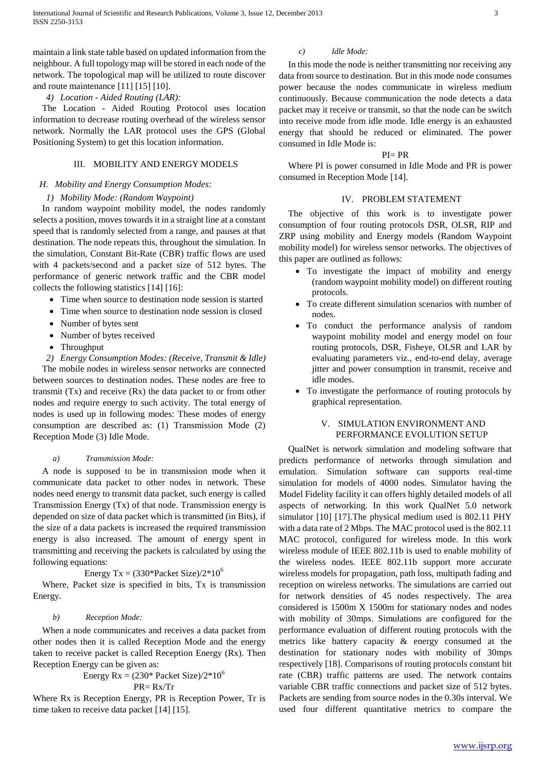maintain a link state table based on updated information from the neighbour. A full topology map will be stored in each node of the network. The topological map will be utilized to route discover and route maintenance [11] [15] [10].

*4) Location - Aided Routing (LAR):*

The Location - Aided Routing Protocol uses location information to decrease routing overhead of the wireless sensor network. Normally the LAR protocol uses the GPS (Global Positioning System) to get this location information.

## III. MOBILITY AND ENERGY MODELS

### *H. Mobility and Energy Consumption Modes:*

*1) Mobility Mode: (Random Waypoint)*

In random waypoint mobility model, the nodes randomly selects a position, moves towards it in a straight line at a constant speed that is randomly selected from a range, and pauses at that destination. The node repeats this, throughout the simulation. In the simulation, Constant Bit-Rate (CBR) traffic flows are used with 4 packets/second and a packet size of 512 bytes. The performance of generic network traffic and the CBR model collects the following statistics [14] [16]:

- Time when source to destination node session is started
- Time when source to destination node session is closed
- Number of bytes sent
- Number of bytes received
- Throughput

*2) Energy Consumption Modes: (Receive, Transmit & Idle)*

The mobile nodes in wireless sensor networks are connected between sources to destination nodes. These nodes are free to transmit (Tx) and receive (Rx) the data packet to or from other nodes and require energy to such activity. The total energy of nodes is used up in following modes: These modes of energy consumption are described as: (1) Transmission Mode (2) Reception Mode (3) Idle Mode.

*a) Transmission Mode:*

A node is supposed to be in transmission mode when it communicate data packet to other nodes in network. These nodes need energy to transmit data packet, such energy is called Transmission Energy (Tx) of that node. Transmission energy is depended on size of data packet which is transmitted (in Bits), if the size of a data packets is increased the required transmission energy is also increased. The amount of energy spent in transmitting and receiving the packets is calculated by using the following equations:

$$\text{Energy Tx} = (330 * \text{Packet Size})/2*10^6$$

Where, Packet size is specified in bits, Tx is transmission Energy.

*b) Reception Mode:*

When a node communicates and receives a data packet from other nodes then it is called Reception Mode and the energy taken to receive packet is called Reception Energy (Rx). Then Reception Energy can be given as:

$$\text{Energy Rx} = (230 * \text{Packet Size})/2*10^6$$

$$PR = Rx/Tr$$

Where Rx is Reception Energy, PR is Reception Power, Tr is time taken to receive data packet [14] [15].

*c) Idle Mode:*

In this mode the node is neither transmitting nor receiving any data from source to destination. But in this mode node consumes power because the nodes communicate in wireless medium continuously. Because communication the node detects a data packet may it receive or transmit, so that the node can be switch into receive mode from idle mode. Idle energy is an exhausted energy that should be reduced or eliminated. The power consumed in Idle Mode is:

$$PI = PR$$

Where PI is power consumed in Idle Mode and PR is power consumed in Reception Mode [14].

## IV. PROBLEM STATEMENT

The objective of this work is to investigate power consumption of four routing protocols DSR, OLSR, RIP and ZRP using mobility and Energy models (Random Waypoint mobility model) for wireless sensor networks. The objectives of this paper are outlined as follows:

- To investigate the impact of mobility and energy (random waypoint mobility model) on different routing protocols.
- To create different simulation scenarios with number of nodes.
- To conduct the performance analysis of random waypoint mobility model and energy model on four routing protocols, DSR, Fisheye, OLSR and LAR by evaluating parameters viz., end-to-end delay, average jitter and power consumption in transmit, receive and idle modes.
- To investigate the performance of routing protocols by graphical representation.

## V. SIMULATION ENVIRONMENT AND PERFORMANCE EVOLUTION SETUP

QualNet is network simulation and modeling software that predicts performance of networks through simulation and emulation. Simulation software can supports real-time simulation for models of 4000 nodes. Simulator having the Model Fidelity facility it can offers highly detailed models of all aspects of networking. In this work QualNet 5.0 network simulator [10] [17].The physical medium used is 802.11 PHY with a data rate of 2 Mbps. The MAC protocol used is the 802.11 MAC protocol, configured for wireless mode. In this work wireless module of IEEE 802.11b is used to enable mobility of the wireless nodes. IEEE 802.11b support more accurate wireless models for propagation, path loss, multipath fading and reception on wireless networks. The simulations are carried out for network densities of 45 nodes respectively. The area considered is 1500m X 1500m for stationary nodes and nodes with mobility of 30mps. Simulations are configured for the performance evaluation of different routing protocols with the metrics like battery capacity & energy consumed at the destination for stationary nodes with mobility of 30mps respectively [18]. Comparisons of routing protocols constant bit rate (CBR) traffic patterns are used. The network contains variable CBR traffic connections and packet size of 512 bytes. Packets are sending from source nodes in the 0.30s interval. We used four different quantitative metrics to compare the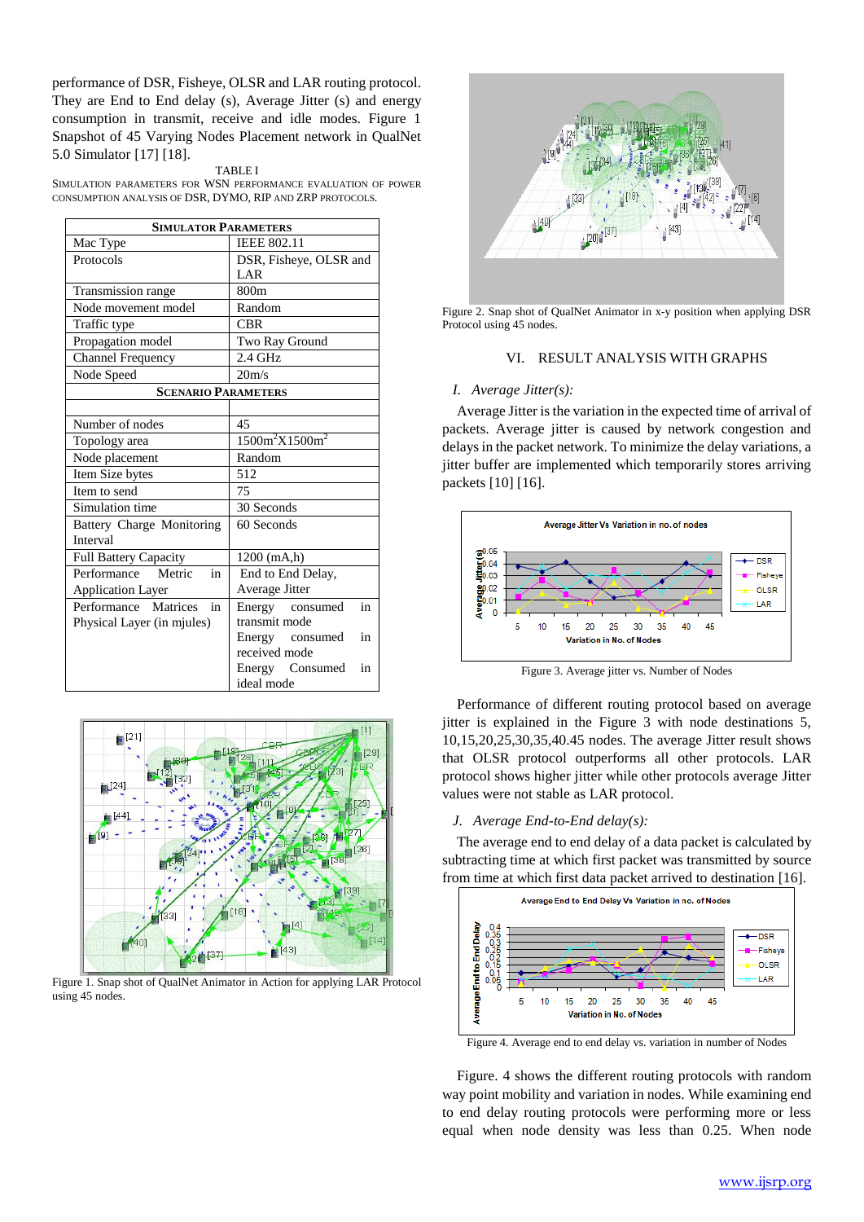performance of DSR, Fisheye, OLSR and LAR routing protocol. They are End to End delay (s), Average Jitter (s) and energy consumption in transmit, receive and idle modes. Figure 1 Snapshot of 45 Varying Nodes Placement network in QualNet 5.0 Simulator [17] [18].

TABLE I
SIMULATION PARAMETERS FOR WSN PERFORMANCE EVALUATION OF POWER CONSUMPTION ANALYSIS OF DSR, DYMO, RIP AND ZRP PROTOCOLS.

| **SIMULATOR PARAMETERS** | |
|---|---|
| Mac Type | IEEE 802.11 |
| Protocols | DSR, Fisheye, OLSR and LAR |
| Transmission range | 800m |
| Node movement model | Random |
| Traffic type | CBR |
| Propagation model | Two Ray Ground |
| Channel Frequency | 2.4 GHz |
| Node Speed | 20m/s |
| **SCENARIO PARAMETERS** | |
| | |
| Number of nodes | 45 |
| Topology area | $1500m^2 X 1500m^2$ |
| Node placement | Random |
| Item Size bytes | 512 |
| Item to send | 75 |
| Simulation time | 30 Seconds |
| Battery Charge Monitoring Interval | 60 Seconds |
| Full Battery Capacity | 1200 (mA,h) |
| Performance Metric in Application Layer | End to End Delay, Average Jitter |
| Performance Matrices in Physical Layer (in mjules) | Energy consumed in transmit mode<br>Energy consumed in received mode<br>Energy Consumed in ideal mode |

Figure 1. Snap shot of QualNet Animator in Action for applying LAR Protocol using 45 nodes.

Figure 2. Snap shot of QualNet Animator in x-y position when applying DSR Protocol using 45 nodes.

## VI. RESULT ANALYSIS WITH GRAPHS

### I. *Average Jitter(s):*

Average Jitter is the variation in the expected time of arrival of packets. Average jitter is caused by network congestion and delays in the packet network. To minimize the delay variations, a jitter buffer are implemented which temporarily stores arriving packets [10] [16].

Figure 3. Average jitter vs. Number of Nodes

Performance of different routing protocol based on average jitter is explained in the Figure 3 with node destinations 5, 10,15,20,25,30,35,40.45 nodes. The average Jitter result shows that OLSR protocol outperforms all other protocols. LAR protocol shows higher jitter while other protocols average Jitter values were not stable as LAR protocol.

### J. *Average End-to-End delay(s):*

The average end to end delay of a data packet is calculated by subtracting time at which first packet was transmitted by source from time at which first data packet arrived to destination [16].

Figure 4. Average end to end delay vs. variation in number of Nodes

Figure. 4 shows the different routing protocols with random way point mobility and variation in nodes. While examining end to end delay routing protocols were performing more or less equal when node density was less than 0.25. When node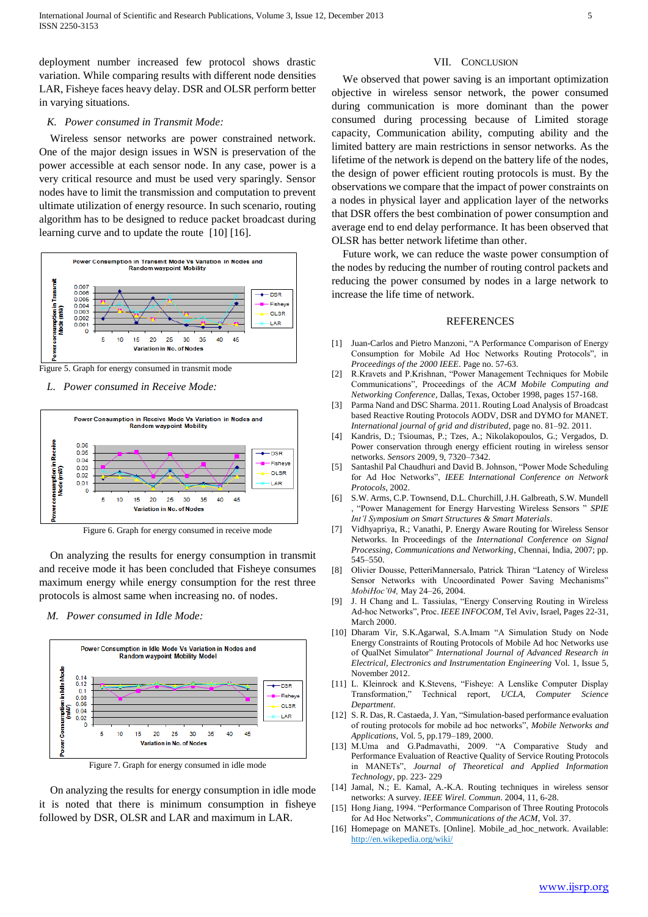deployment number increased few protocol shows drastic variation. While comparing results with different node densities LAR, Fisheye faces heavy delay. DSR and OLSR perform better in varying situations.

### *K. Power consumed in Transmit Mode:*

Wireless sensor networks are power constrained network. One of the major design issues in WSN is preservation of the power accessible at each sensor node. In any case, power is a very critical resource and must be used very sparingly. Sensor nodes have to limit the transmission and computation to prevent ultimate utilization of energy resource. In such scenario, routing algorithm has to be designed to reduce packet broadcast during learning curve and to update the route [10] [16].

Figure 5. Graph for energy consumed in transmit mode

### *L. Power consumed in Receive Mode:*

Figure 6. Graph for energy consumed in receive mode

On analyzing the results for energy consumption in transmit and receive mode it has been concluded that Fisheye consumes maximum energy while energy consumption for the rest three protocols is almost same when increasing no. of nodes.

### *M. Power consumed in Idle Mode:*

Figure 7. Graph for energy consumed in idle mode

On analyzing the results for energy consumption in idle mode it is noted that there is minimum consumption in fisheye followed by DSR, OLSR and LAR and maximum in LAR.

## VII. Conclusion

We observed that power saving is an important optimization objective in wireless sensor network, the power consumed during communication is more dominant than the power consumed during processing because of Limited storage capacity, Communication ability, computing ability and the limited battery are main restrictions in sensor networks. As the lifetime of the network is depend on the battery life of the nodes, the design of power efficient routing protocols is must. By the observations we compare that the impact of power constraints on a nodes in physical layer and application layer of the networks that DSR offers the best combination of power consumption and average end to end delay performance. It has been observed that OLSR has better network lifetime than other.

Future work, we can reduce the waste power consumption of the nodes by reducing the number of routing control packets and reducing the power consumed by nodes in a large network to increase the life time of network.

## References

[1] Juan-Carlos and Pietro Manzoni, "A Performance Comparison of Energy Consumption for Mobile Ad Hoc Networks Routing Protocols", in *Proceedings of the 2000 IEEE*. Page no. 57-63.

[2] R.Kravets and P.Krishnan, "Power Management Techniques for Mobile Communications", Proceedings of the *ACM Mobile Computing and Networking Conference*, Dallas, Texas, October 1998, pages 157-168.

[3] Parma Nand and DSC Sharma. 2011. Routing Load Analysis of Broadcast based Reactive Routing Protocols AODV, DSR and DYMO for MANET. *International journal of grid and distributed*, page no. 81–92. 2011.

[4] Kandris, D.; Tsioumas, P.; Tzes, A.; Nikolakopoulos, G.; Vergados, D. Power conservation through energy efficient routing in wireless sensor networks. *Sensors* 2009, 9, 7320–7342.

[5] Santashil Pal Chaudhuri and David B. Johnson, "Power Mode Scheduling for Ad Hoc Networks", *IEEE International Conference on Network Protocols*, 2002.

[6] S.W. Arms, C.P. Townsend, D.L. Churchill, J.H. Galbreath, S.W. Mundell , "Power Management for Energy Harvesting Wireless Sensors " *SPIE Int'l Symposium on Smart Structures & Smart Materials*.

[7] Vidhyapriya, R.; Vanathi, P. Energy Aware Routing for Wireless Sensor Networks. In Proceedings of the *International Conference on Signal Processing, Communications and Networking*, Chennai, India, 2007; pp. 545–550.

[8] Olivier Dousse, PetteriMannersalo, Patrick Thiran "Latency of Wireless Sensor Networks with Uncoordinated Power Saving Mechanisms" *MobiHoc'04,* May 24–26, 2004.

[9] J. H Chang and L. Tassiulas, "Energy Conserving Routing in Wireless Ad-hoc Networks", Proc. *IEEE INFOCOM*, Tel Aviv, Israel, Pages 22-31, March 2000.

[10] Dharam Vir, S.K.Agarwal, S.A.Imam "A Simulation Study on Node Energy Constraints of Routing Protocols of Mobile Ad hoc Networks use of QualNet Simulator" *International Journal of Advanced Research in Electrical, Electronics and Instrumentation Engineering* Vol. 1, Issue 5, November 2012.

[11] L. Kleinrock and K.Stevens, "Fisheye: A Lenslike Computer Display Transformation," Technical report, *UCLA, Computer Science Department*.

[12] S. R. Das, R. Castaeda, J. Yan, "Simulation-based performance evaluation of routing protocols for mobile ad hoc networks", *Mobile Networks and Applications*, Vol. 5, pp.179–189, 2000.

[13] M.Uma and G.Padmavathi, 2009. "A Comparative Study and Performance Evaluation of Reactive Quality of Service Routing Protocols in MANETs", *Journal of Theoretical and Applied Information Technology*, pp. 223- 229

[14] Jamal, N.; E. Kamal, A.-K.A. Routing techniques in wireless sensor networks: A survey. *IEEE Wirel. Commun*. 2004, 11, 6-28.

[15] Hong Jiang, 1994. "Performance Comparison of Three Routing Protocols for Ad Hoc Networks", *Communications of the ACM*, Vol. 37.

[16] Homepage on MANETs. [Online]. Mobile_ad_hoc_network. Available: http://en.wikepedia.org/wiki/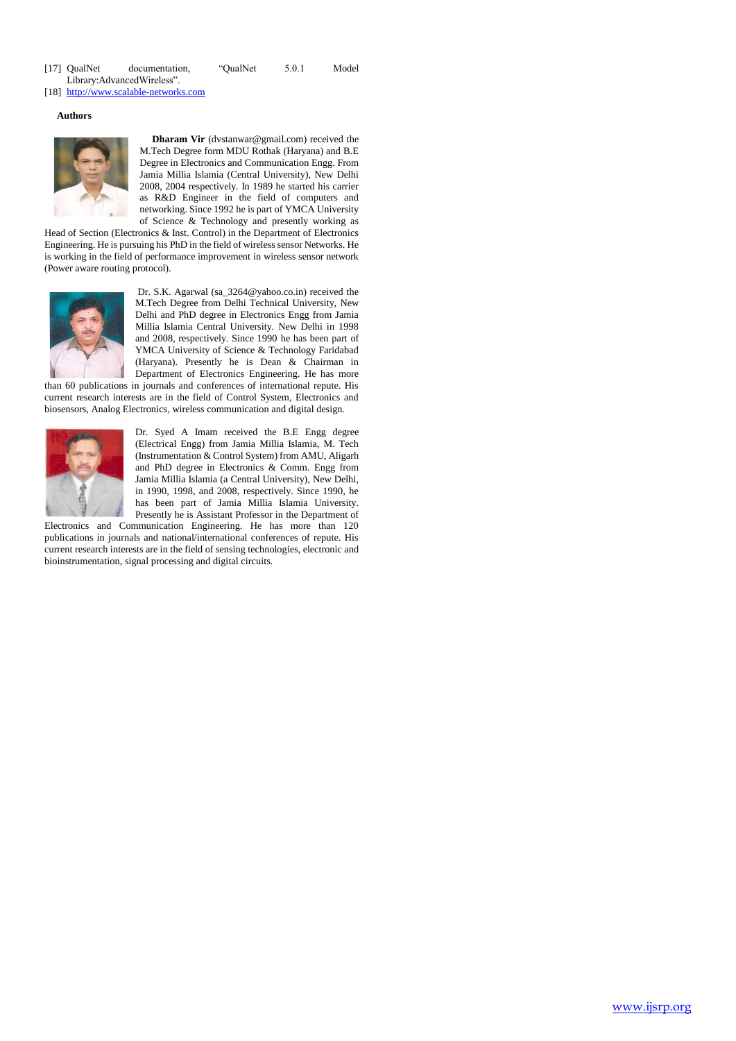[17] QualNet documentation, "QualNet 5.0.1 Model Library:AdvancedWireless".

[18] http://www.scalable-networks.com

## Authors

**Dharam Vir** (dvstanwar@gmail.com) received the M.Tech Degree form MDU Rothak (Haryana) and B.E Degree in Electronics and Communication Engg. From Jamia Millia Islamia (Central University), New Delhi 2008, 2004 respectively. In 1989 he started his carrier as R&D Engineer in the field of computers and networking. Since 1992 he is part of YMCA University of Science & Technology and presently working as Head of Section (Electronics & Inst. Control) in the Department of Electronics Engineering. He is pursuing his PhD in the field of wireless sensor Networks. He is working in the field of performance improvement in wireless sensor network (Power aware routing protocol).

Dr. S.K. Agarwal (sa_3264@yahoo.co.in) received the M.Tech Degree from Delhi Technical University, New Delhi and PhD degree in Electronics Engg from Jamia Millia Islamia Central University. New Delhi in 1998 and 2008, respectively. Since 1990 he has been part of YMCA University of Science & Technology Faridabad (Haryana). Presently he is Dean & Chairman in Department of Electronics Engineering. He has more than 60 publications in journals and conferences of international repute. His current research interests are in the field of Control System, Electronics and biosensors, Analog Electronics, wireless communication and digital design.

Dr. Syed A Imam received the B.E Engg degree (Electrical Engg) from Jamia Millia Islamia, M. Tech (Instrumentation & Control System) from AMU, Aligarh and PhD degree in Electronics & Comm. Engg from Jamia Millia Islamia (a Central University), New Delhi, in 1990, 1998, and 2008, respectively. Since 1990, he has been part of Jamia Millia Islamia University. Presently he is Assistant Professor in the Department of Electronics and Communication Engineering. He has more than 120 publications in journals and national/international conferences of repute. His current research interests are in the field of sensing technologies, electronic and bioinstrumentation, signal processing and digital circuits.